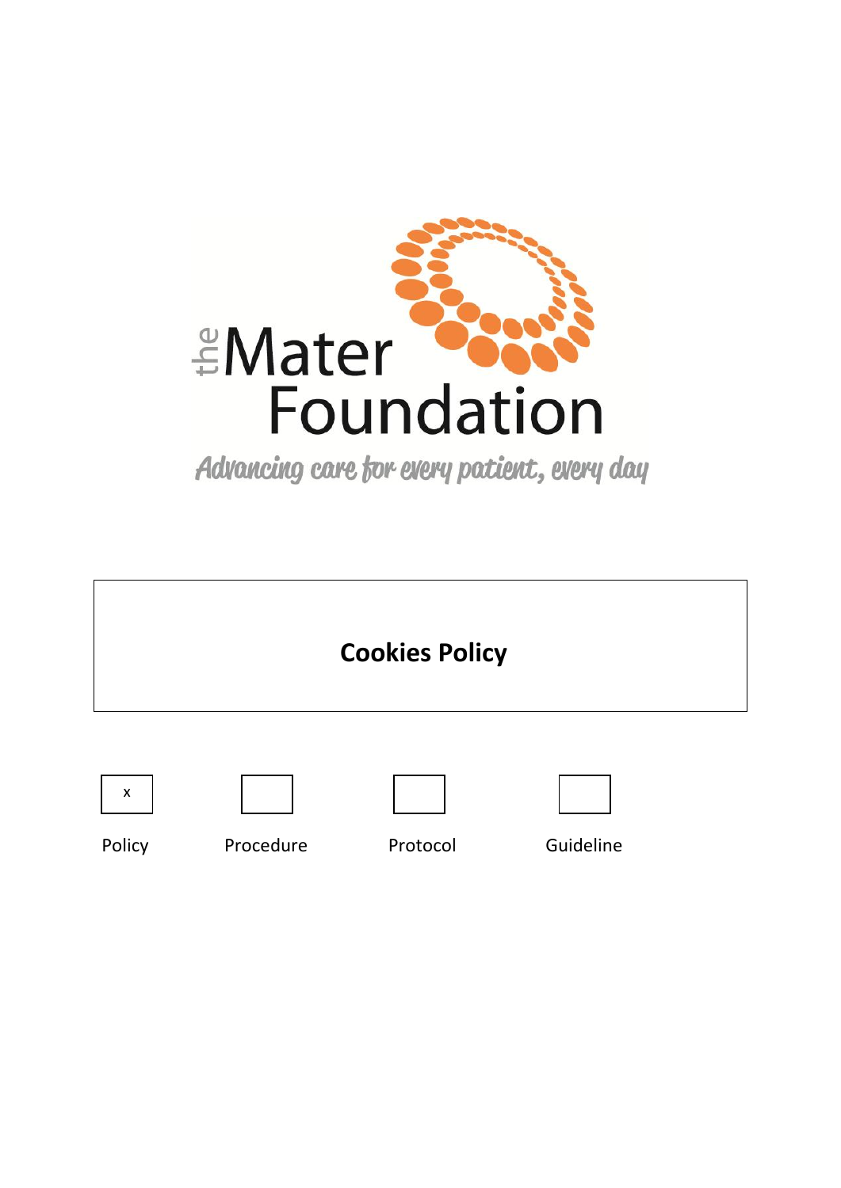the Mater Foundation

*Advancing care for every patient, every day*

# Cookies Policy

| x | | | |
|---|---|---|---|
| Policy | Procedure | Protocol | Guideline |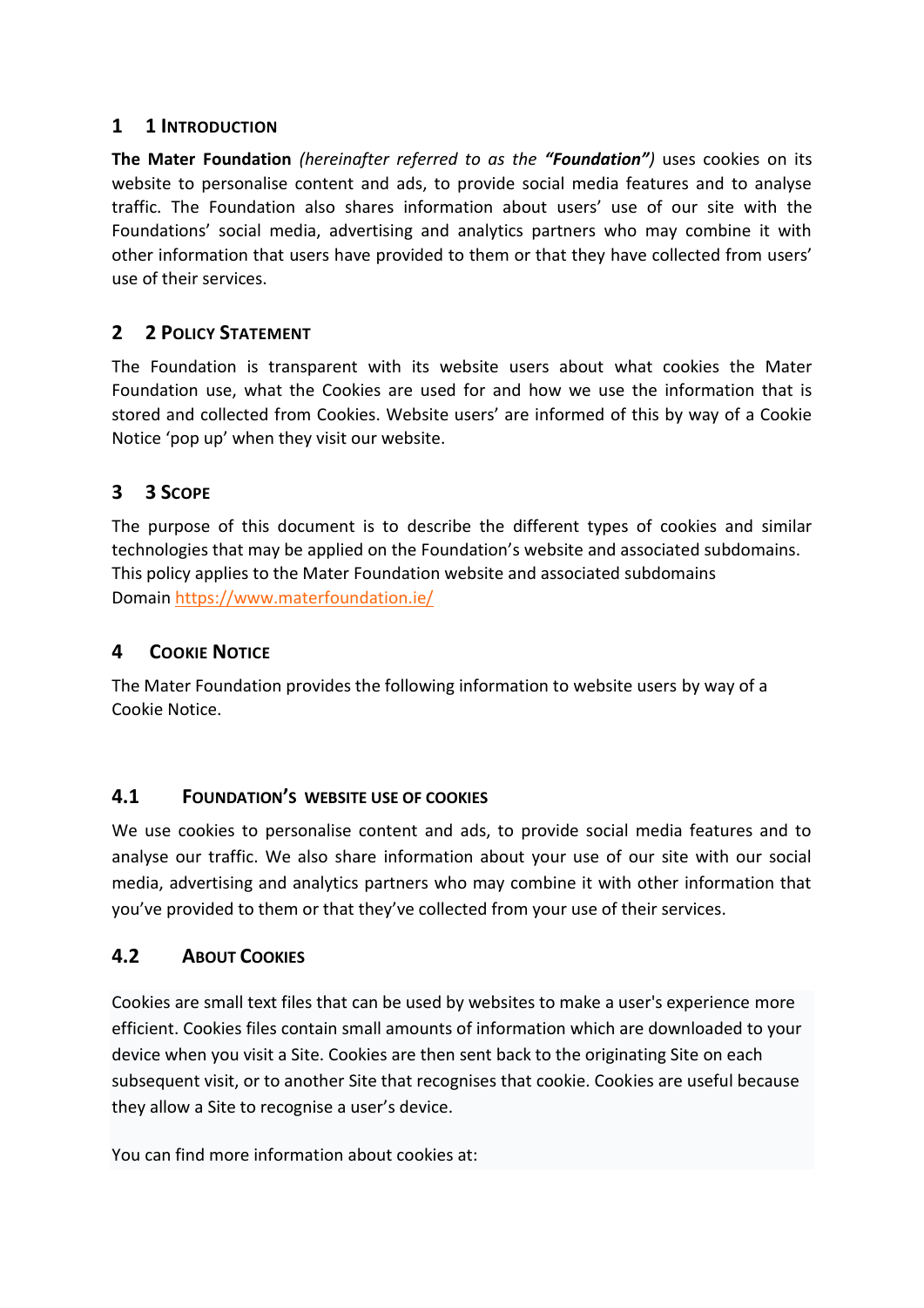## 1 1 Introduction

**The Mater Foundation** *(hereinafter referred to as the **"Foundation")*** uses cookies on its website to personalise content and ads, to provide social media features and to analyse traffic. The Foundation also shares information about users' use of our site with the Foundations' social media, advertising and analytics partners who may combine it with other information that users have provided to them or that they have collected from users' use of their services.

## 2 2 Policy Statement

The Foundation is transparent with its website users about what cookies the Mater Foundation use, what the Cookies are used for and how we use the information that is stored and collected from Cookies. Website users' are informed of this by way of a Cookie Notice 'pop up' when they visit our website.

## 3 3 Scope

The purpose of this document is to describe the different types of cookies and similar technologies that may be applied on the Foundation's website and associated subdomains.
This policy applies to the Mater Foundation website and associated subdomains
Domain https://www.materfoundation.ie/

## 4 Cookie Notice

The Mater Foundation provides the following information to website users by way of a Cookie Notice.

### 4.1 Foundation's website use of cookies

We use cookies to personalise content and ads, to provide social media features and to analyse our traffic. We also share information about your use of our site with our social media, advertising and analytics partners who may combine it with other information that you've provided to them or that they've collected from your use of their services.

### 4.2 About Cookies

Cookies are small text files that can be used by websites to make a user's experience more efficient. Cookies files contain small amounts of information which are downloaded to your device when you visit a Site. Cookies are then sent back to the originating Site on each subsequent visit, or to another Site that recognises that cookie. Cookies are useful because they allow a Site to recognise a user's device.

You can find more information about cookies at: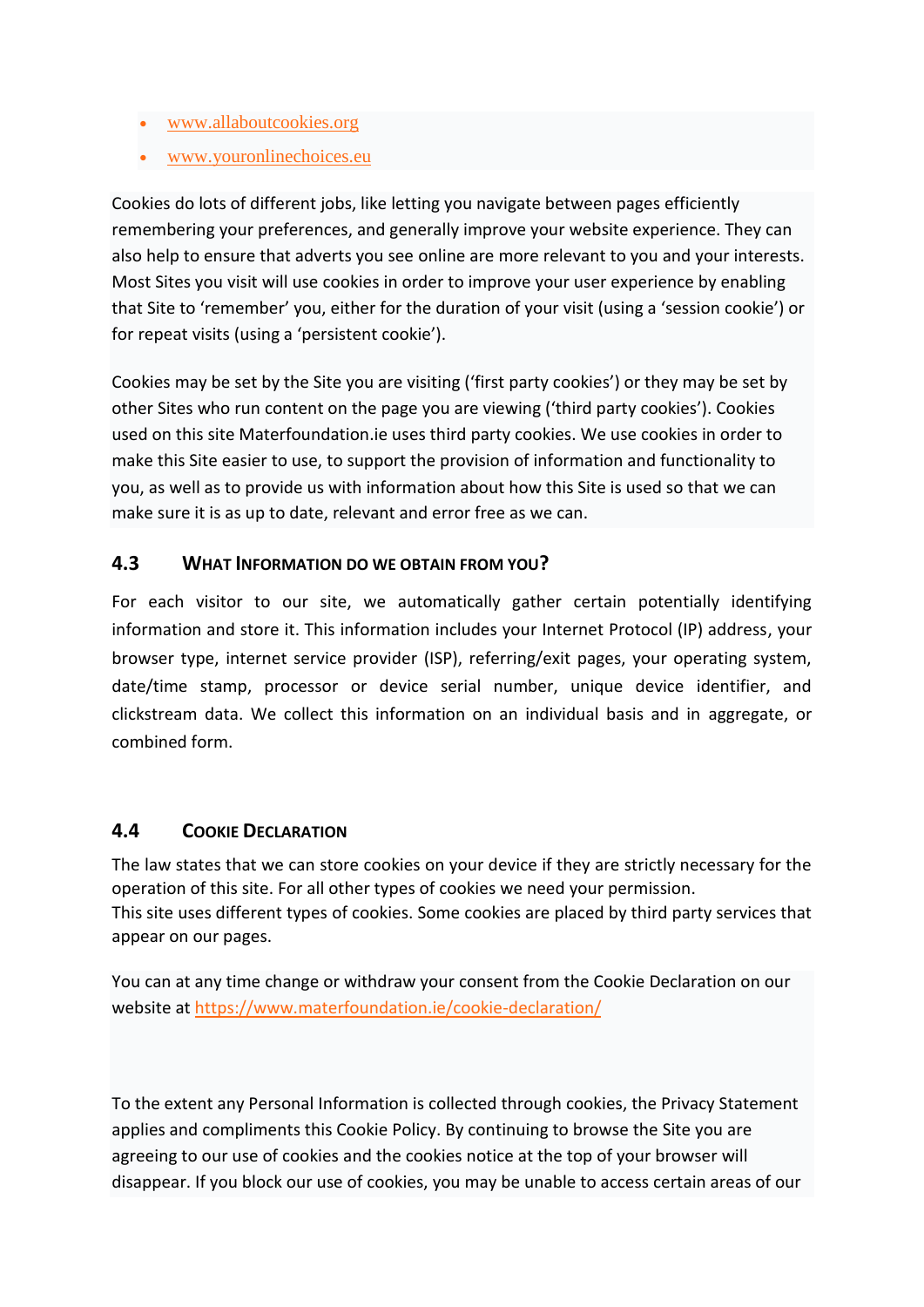- [www.allaboutcookies.org](http://www.allaboutcookies.org)
- [www.youronlinechoices.eu](http://www.youronlinechoices.eu)

Cookies do lots of different jobs, like letting you navigate between pages efficiently remembering your preferences, and generally improve your website experience. They can also help to ensure that adverts you see online are more relevant to you and your interests. Most Sites you visit will use cookies in order to improve your user experience by enabling that Site to 'remember' you, either for the duration of your visit (using a 'session cookie') or for repeat visits (using a 'persistent cookie').

Cookies may be set by the Site you are visiting ('first party cookies') or they may be set by other Sites who run content on the page you are viewing ('third party cookies'). Cookies used on this site Materfoundation.ie uses third party cookies. We use cookies in order to make this Site easier to use, to support the provision of information and functionality to you, as well as to provide us with information about how this Site is used so that we can make sure it is as up to date, relevant and error free as we can.

### 4.3 What Information do we obtain from you?

For each visitor to our site, we automatically gather certain potentially identifying information and store it. This information includes your Internet Protocol (IP) address, your browser type, internet service provider (ISP), referring/exit pages, your operating system, date/time stamp, processor or device serial number, unique device identifier, and clickstream data. We collect this information on an individual basis and in aggregate, or combined form.

### 4.4 Cookie Declaration

The law states that we can store cookies on your device if they are strictly necessary for the operation of this site. For all other types of cookies we need your permission.
This site uses different types of cookies. Some cookies are placed by third party services that appear on our pages.

You can at any time change or withdraw your consent from the Cookie Declaration on our website at [https://www.materfoundation.ie/cookie-declaration/](https://www.materfoundation.ie/cookie-declaration/)

To the extent any Personal Information is collected through cookies, the Privacy Statement applies and compliments this Cookie Policy. By continuing to browse the Site you are agreeing to our use of cookies and the cookies notice at the top of your browser will disappear. If you block our use of cookies, you may be unable to access certain areas of our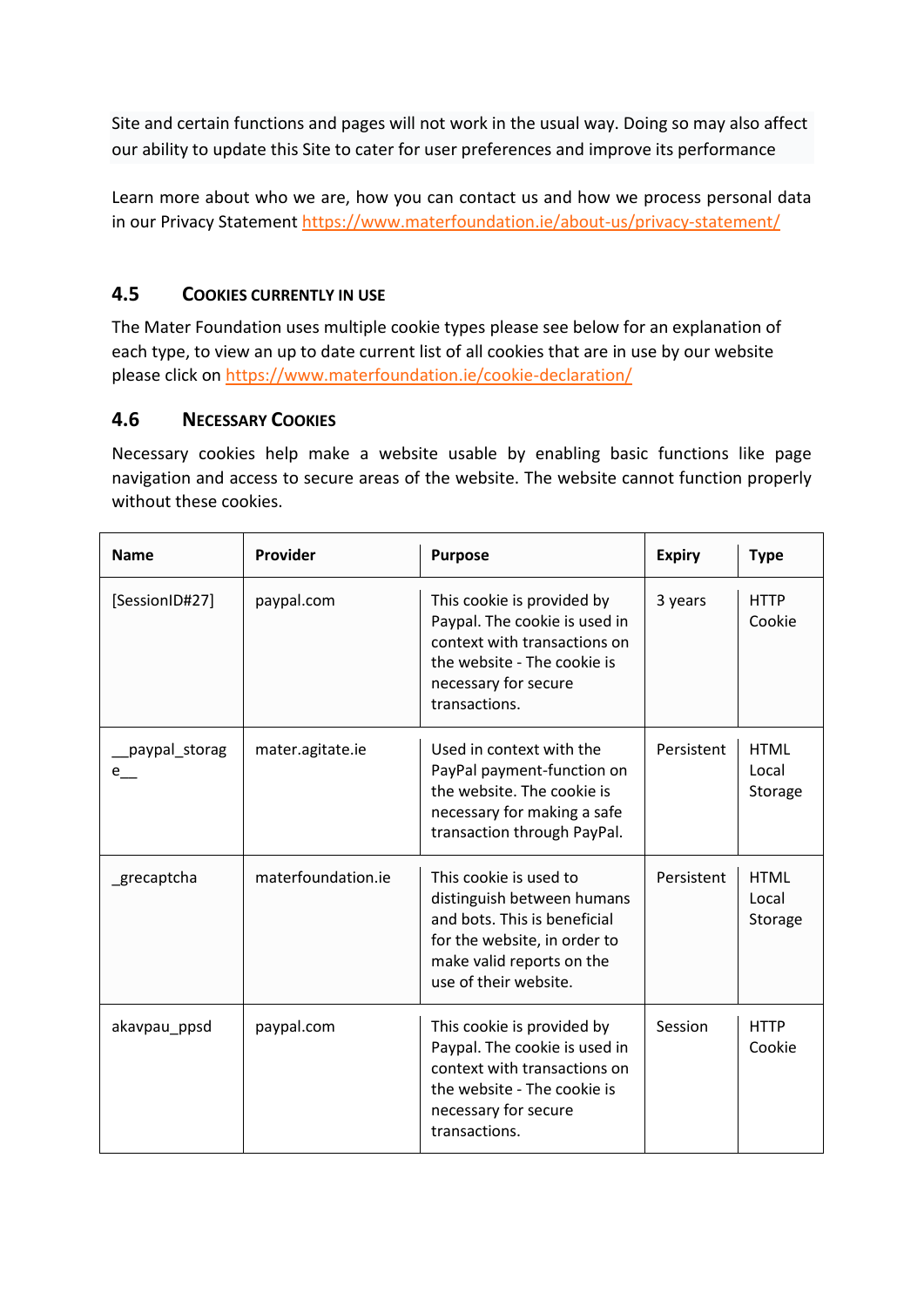Site and certain functions and pages will not work in the usual way. Doing so may also affect our ability to update this Site to cater for user preferences and improve its performance

Learn more about who we are, how you can contact us and how we process personal data in our Privacy Statement https://www.materfoundation.ie/about-us/privacy-statement/

### 4.5 COOKIES CURRENTLY IN USE

The Mater Foundation uses multiple cookie types please see below for an explanation of each type, to view an up to date current list of all cookies that are in use by our website please click on https://www.materfoundation.ie/cookie-declaration/

### 4.6 NECESSARY COOKIES

Necessary cookies help make a website usable by enabling basic functions like page navigation and access to secure areas of the website. The website cannot function properly without these cookies.

| Name | Provider | Purpose | Expiry | Type |
|---|---|---|---|---|
| [SessionID#27] | paypal.com | This cookie is provided by Paypal. The cookie is used in context with transactions on the website - The cookie is necessary for secure transactions. | 3 years | HTTP Cookie |
| __paypal_storage__ | mater.agitate.ie | Used in context with the PayPal payment-function on the website. The cookie is necessary for making a safe transaction through PayPal. | Persistent | HTML Local Storage |
| _grecaptcha | materfoundation.ie | This cookie is used to distinguish between humans and bots. This is beneficial for the website, in order to make valid reports on the use of their website. | Persistent | HTML Local Storage |
| akavpau_ppsd | paypal.com | This cookie is provided by Paypal. The cookie is used in context with transactions on the website - The cookie is necessary for secure transactions. | Session | HTTP Cookie |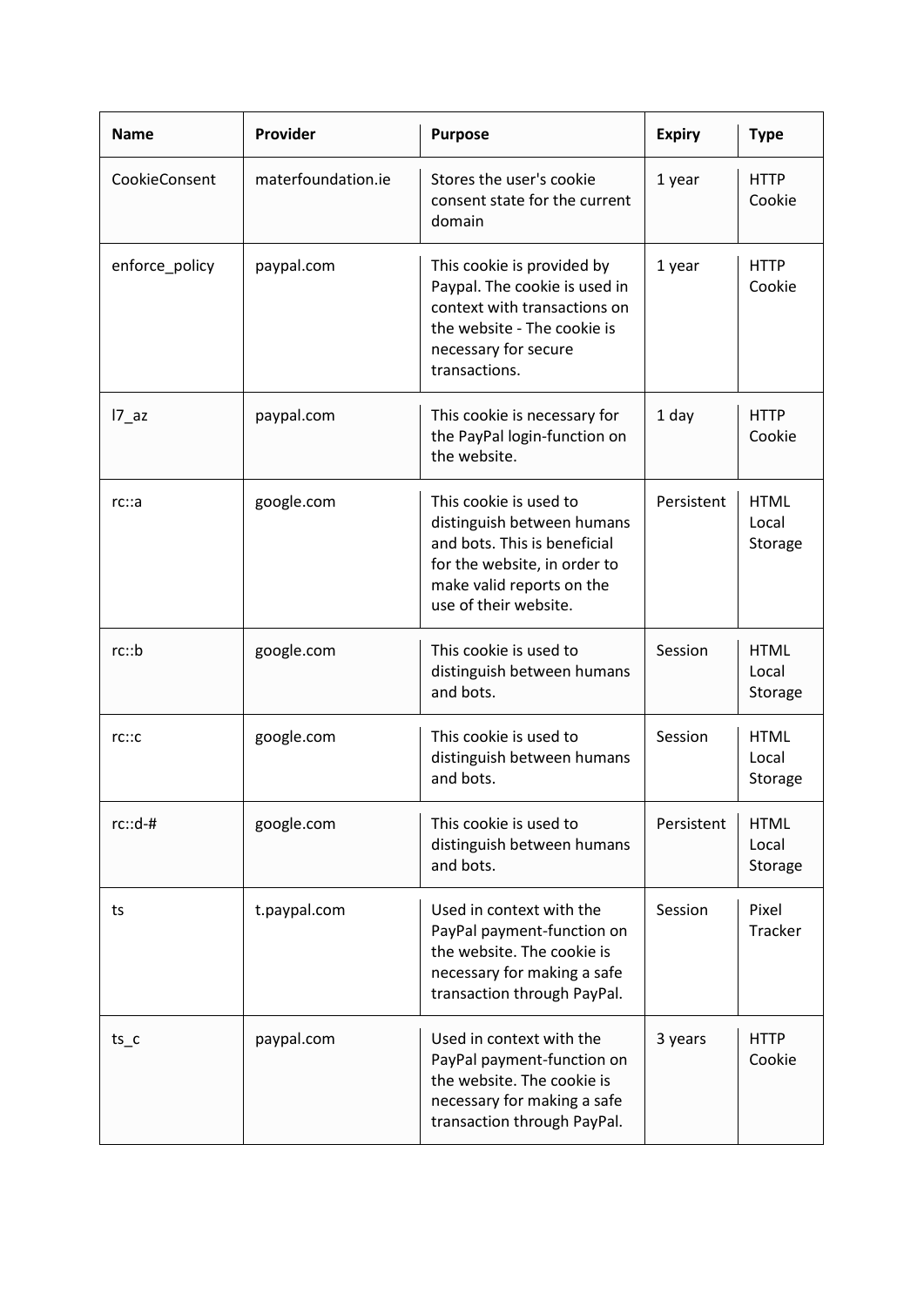| Name | Provider | Purpose | Expiry | Type |
|---|---|---|---|---|
| CookieConsent | materfoundation.ie | Stores the user's cookie consent state for the current domain | 1 year | HTTP Cookie |
| enforce_policy | paypal.com | This cookie is provided by Paypal. The cookie is used in context with transactions on the website - The cookie is necessary for secure transactions. | 1 year | HTTP Cookie |
| l7_az | paypal.com | This cookie is necessary for the PayPal login-function on the website. | 1 day | HTTP Cookie |
| rc::a | google.com | This cookie is used to distinguish between humans and bots. This is beneficial for the website, in order to make valid reports on the use of their website. | Persistent | HTML Local Storage |
| rc::b | google.com | This cookie is used to distinguish between humans and bots. | Session | HTML Local Storage |
| rc::c | google.com | This cookie is used to distinguish between humans and bots. | Session | HTML Local Storage |
| rc::d-# | google.com | This cookie is used to distinguish between humans and bots. | Persistent | HTML Local Storage |
| ts | t.paypal.com | Used in context with the PayPal payment-function on the website. The cookie is necessary for making a safe transaction through PayPal. | Session | Pixel Tracker |
| ts_c | paypal.com | Used in context with the PayPal payment-function on the website. The cookie is necessary for making a safe transaction through PayPal. | 3 years | HTTP Cookie |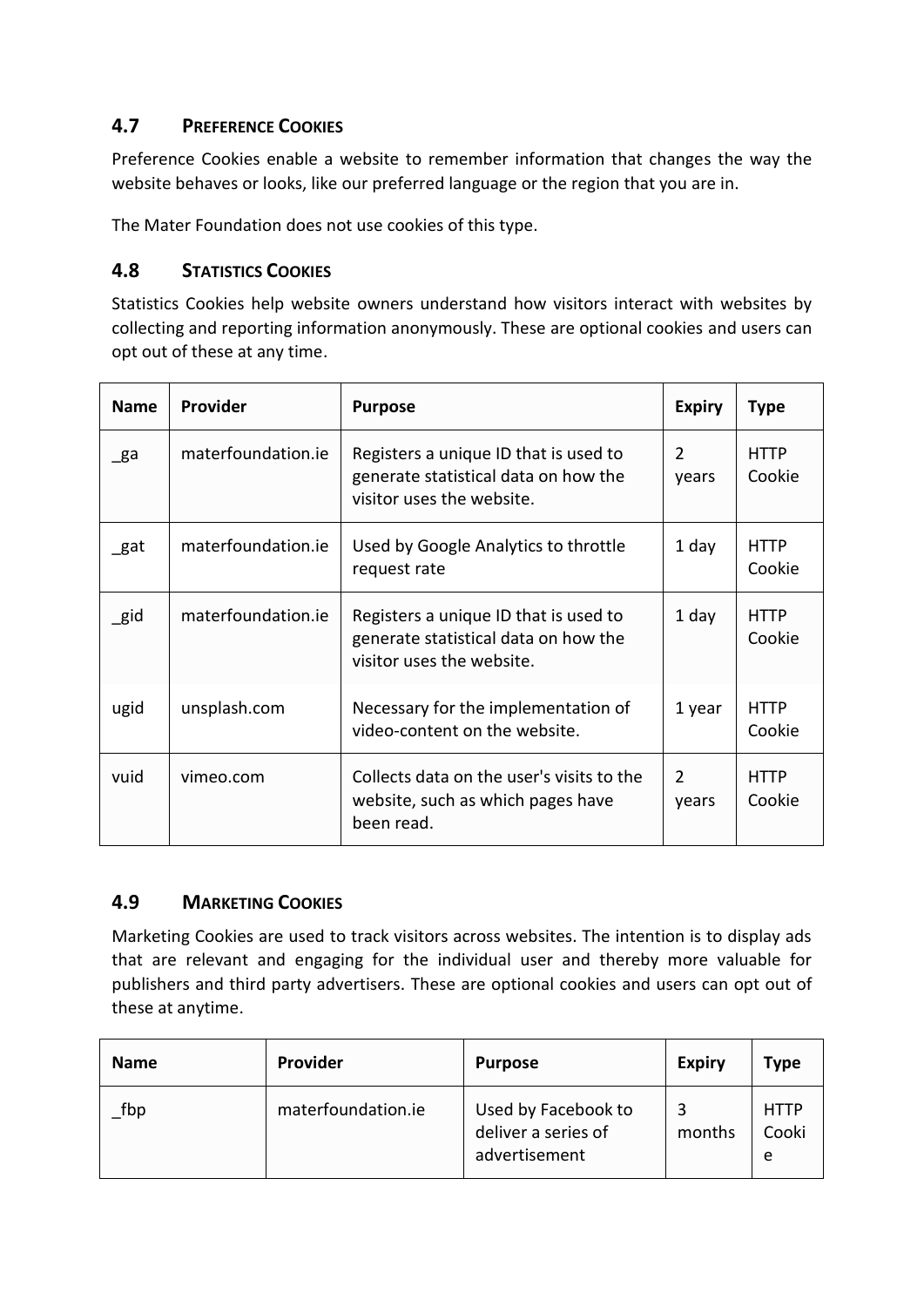### 4.7 Preference Cookies

Preference Cookies enable a website to remember information that changes the way the website behaves or looks, like our preferred language or the region that you are in.

The Mater Foundation does not use cookies of this type.

### 4.8 Statistics Cookies

Statistics Cookies help website owners understand how visitors interact with websites by collecting and reporting information anonymously. These are optional cookies and users can opt out of these at any time.

| Name | Provider | Purpose | Expiry | Type |
|---|---|---|---|---|
| _ga | materfoundation.ie | Registers a unique ID that is used to generate statistical data on how the visitor uses the website. | 2 years | HTTP Cookie |
| _gat | materfoundation.ie | Used by Google Analytics to throttle request rate | 1 day | HTTP Cookie |
| _gid | materfoundation.ie | Registers a unique ID that is used to generate statistical data on how the visitor uses the website. | 1 day | HTTP Cookie |
| ugid | unsplash.com | Necessary for the implementation of video-content on the website. | 1 year | HTTP Cookie |
| vuid | vimeo.com | Collects data on the user's visits to the website, such as which pages have been read. | 2 years | HTTP Cookie |

### 4.9 Marketing Cookies

Marketing Cookies are used to track visitors across websites. The intention is to display ads that are relevant and engaging for the individual user and thereby more valuable for publishers and third party advertisers. These are optional cookies and users can opt out of these at anytime.

| Name | Provider | Purpose | Expiry | Type |
|---|---|---|---|---|
| _fbp | materfoundation.ie | Used by Facebook to deliver a series of advertisement | 3 months | HTTP Cookie |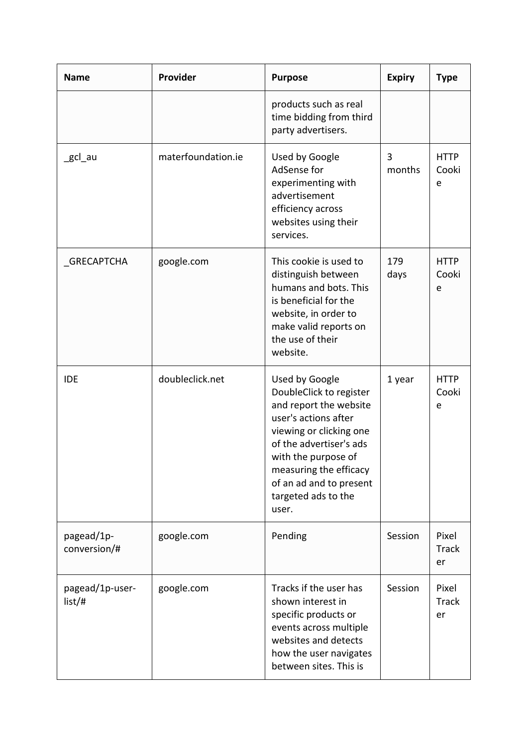| Name | Provider | Purpose | Expiry | Type |
| --- | --- | --- | --- | --- |
| | | products such as real time bidding from third party advertisers. | | |
| _gcl_au | materfoundation.ie | Used by Google AdSense for experimenting with advertisement efficiency across websites using their services. | 3 months | HTTP Cookie |
| _GRECAPTCHA | google.com | This cookie is used to distinguish between humans and bots. This is beneficial for the website, in order to make valid reports on the use of their website. | 179 days | HTTP Cookie |
| IDE | doubleclick.net | Used by Google DoubleClick to register and report the website user's actions after viewing or clicking one of the advertiser's ads with the purpose of measuring the efficacy of an ad and to present targeted ads to the user. | 1 year | HTTP Cookie |
| pagead/1p-conversion/# | google.com | Pending | Session | Pixel Tracker |
| pagead/1p-user-list/# | google.com | Tracks if the user has shown interest in specific products or events across multiple websites and detects how the user navigates between sites. This is | Session | Pixel Tracker |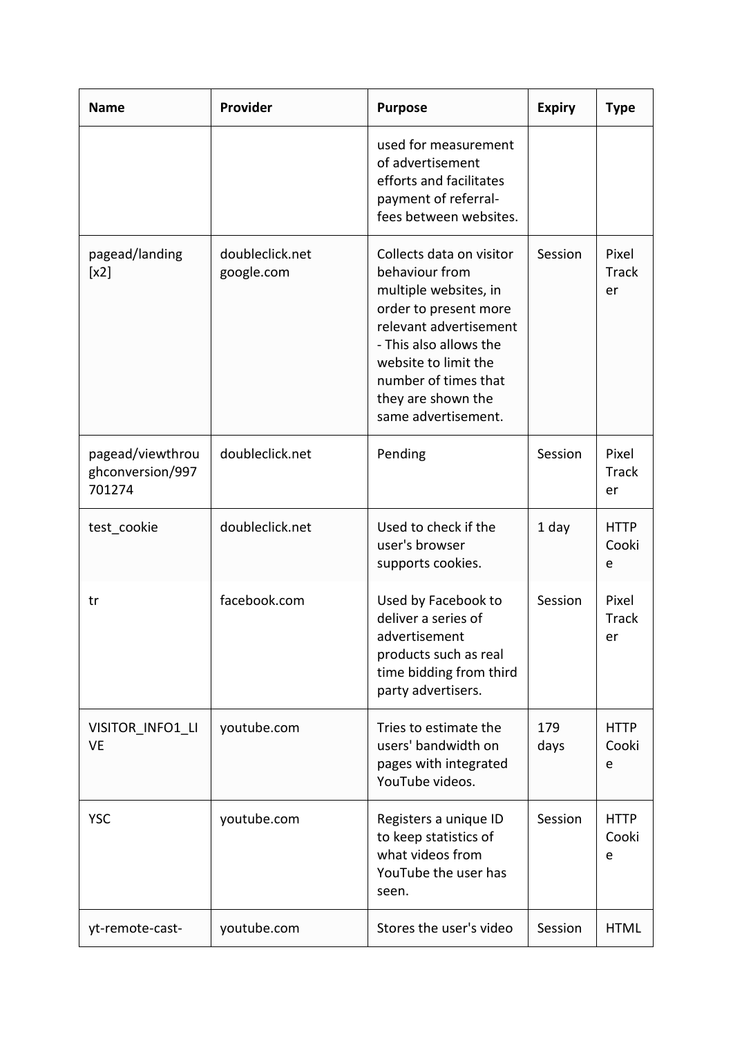| Name | Provider | Purpose | Expiry | Type |
| --- | --- | --- | --- | --- |
| | | used for measurement of advertisement efforts and facilitates payment of referral-fees between websites. | | |
| pagead/landing [x2] | doubleclick.net google.com | Collects data on visitor behaviour from multiple websites, in order to present more relevant advertisement - This also allows the website to limit the number of times that they are shown the same advertisement. | Session | Pixel Tracker |
| pagead/viewthroughconversion/997701274 | doubleclick.net | Pending | Session | Pixel Tracker |
| test_cookie | doubleclick.net | Used to check if the user's browser supports cookies. | 1 day | HTTP Cookie |
| tr | facebook.com | Used by Facebook to deliver a series of advertisement products such as real time bidding from third party advertisers. | Session | Pixel Tracker |
| VISITOR_INFO1_LIVE | youtube.com | Tries to estimate the users' bandwidth on pages with integrated YouTube videos. | 179 days | HTTP Cookie |
| YSC | youtube.com | Registers a unique ID to keep statistics of what videos from YouTube the user has seen. | Session | HTTP Cookie |
| yt-remote-cast- | youtube.com | Stores the user's video | Session | HTML |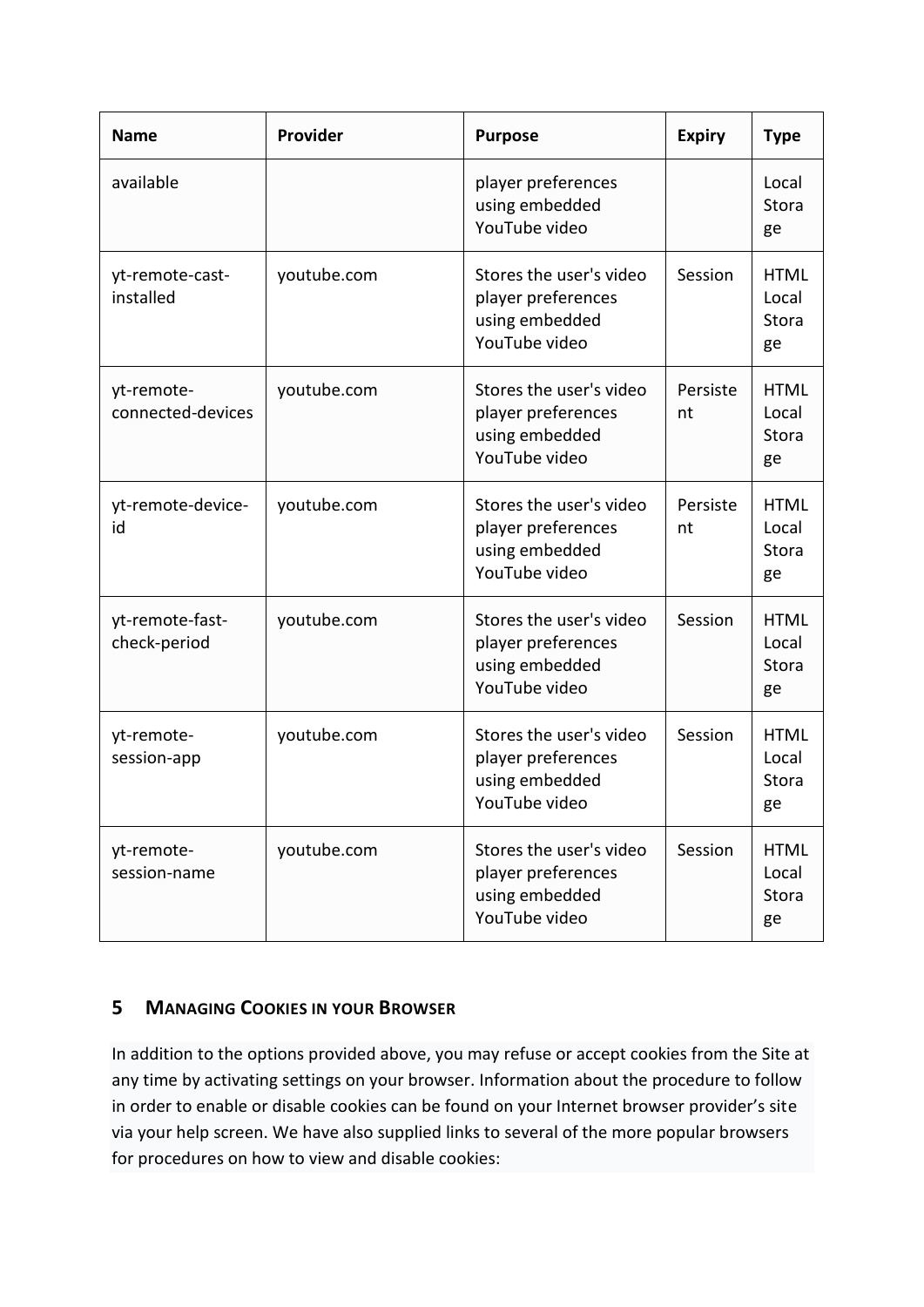| Name | Provider | Purpose | Expiry | Type |
|---|---|---|---|---|
| available | | player preferences using embedded YouTube video | | Local Storage |
| yt-remote-cast-installed | youtube.com | Stores the user's video player preferences using embedded YouTube video | Session | HTML Local Storage |
| yt-remote-connected-devices | youtube.com | Stores the user's video player preferences using embedded YouTube video | Persistent | HTML Local Storage |
| yt-remote-device-id | youtube.com | Stores the user's video player preferences using embedded YouTube video | Persistent | HTML Local Storage |
| yt-remote-fast-check-period | youtube.com | Stores the user's video player preferences using embedded YouTube video | Session | HTML Local Storage |
| yt-remote-session-app | youtube.com | Stores the user's video player preferences using embedded YouTube video | Session | HTML Local Storage |
| yt-remote-session-name | youtube.com | Stores the user's video player preferences using embedded YouTube video | Session | HTML Local Storage |

## 5 MANAGING COOKIES IN YOUR BROWSER

In addition to the options provided above, you may refuse or accept cookies from the Site at any time by activating settings on your browser. Information about the procedure to follow in order to enable or disable cookies can be found on your Internet browser provider's site via your help screen. We have also supplied links to several of the more popular browsers for procedures on how to view and disable cookies: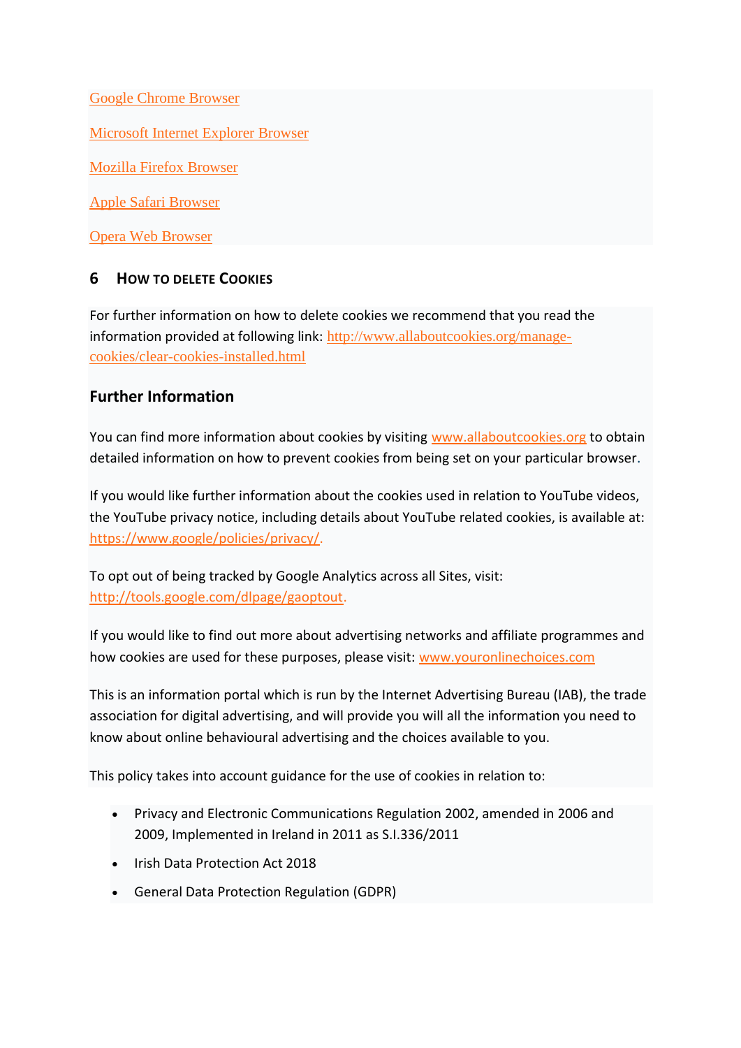[Google Chrome Browser]

[Microsoft Internet Explorer Browser]

[Mozilla Firefox Browser]

[Apple Safari Browser]

[Opera Web Browser]

## 6 How to delete Cookies

For further information on how to delete cookies we recommend that you read the information provided at following link: http://www.allaboutcookies.org/manage-cookies/clear-cookies-installed.html

### Further Information

You can find more information about cookies by visiting www.allaboutcookies.org to obtain detailed information on how to prevent cookies from being set on your particular browser.

If you would like further information about the cookies used in relation to YouTube videos, the YouTube privacy notice, including details about YouTube related cookies, is available at: https://www.google/policies/privacy/.

To opt out of being tracked by Google Analytics across all Sites, visit: http://tools.google.com/dlpage/gaoptout.

If you would like to find out more about advertising networks and affiliate programmes and how cookies are used for these purposes, please visit: www.youronlinechoices.com

This is an information portal which is run by the Internet Advertising Bureau (IAB), the trade association for digital advertising, and will provide you will all the information you need to know about online behavioural advertising and the choices available to you.

This policy takes into account guidance for the use of cookies in relation to:

- Privacy and Electronic Communications Regulation 2002, amended in 2006 and 2009, Implemented in Ireland in 2011 as S.I.336/2011
- Irish Data Protection Act 2018
- General Data Protection Regulation (GDPR)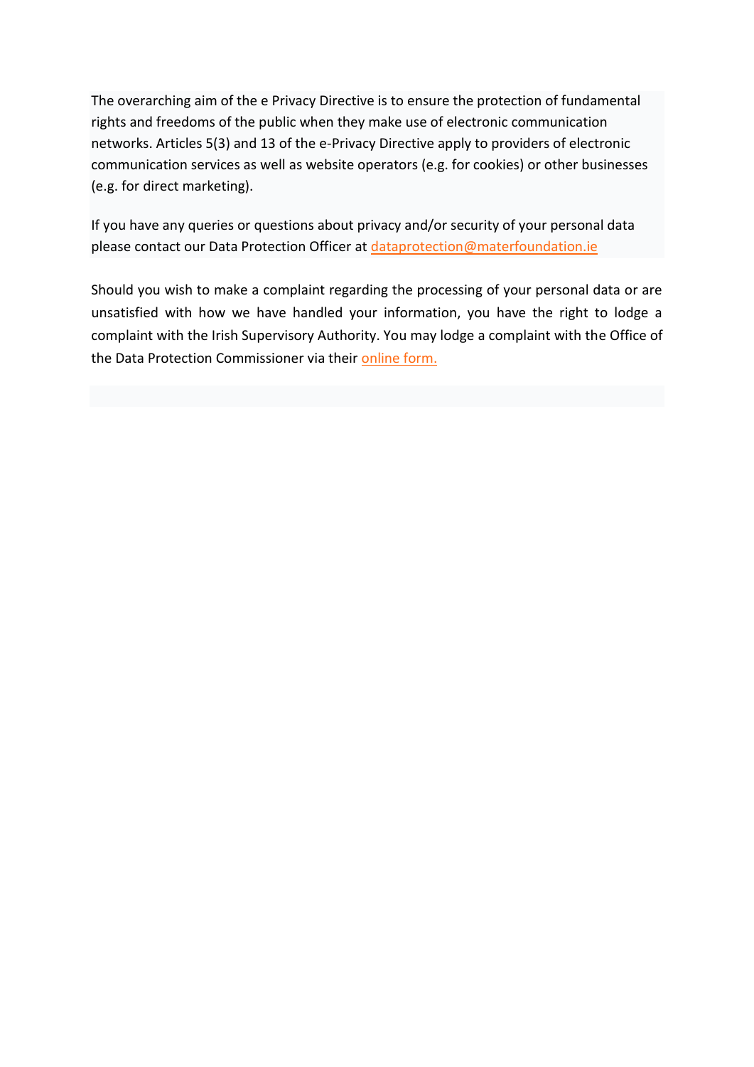The overarching aim of the e Privacy Directive is to ensure the protection of fundamental rights and freedoms of the public when they make use of electronic communication networks. Articles 5(3) and 13 of the e-Privacy Directive apply to providers of electronic communication services as well as website operators (e.g. for cookies) or other businesses (e.g. for direct marketing).

If you have any queries or questions about privacy and/or security of your personal data please contact our Data Protection Officer at dataprotection@materfoundation.ie

Should you wish to make a complaint regarding the processing of your personal data or are unsatisfied with how we have handled your information, you have the right to lodge a complaint with the Irish Supervisory Authority. You may lodge a complaint with the Office of the Data Protection Commissioner via their online form.